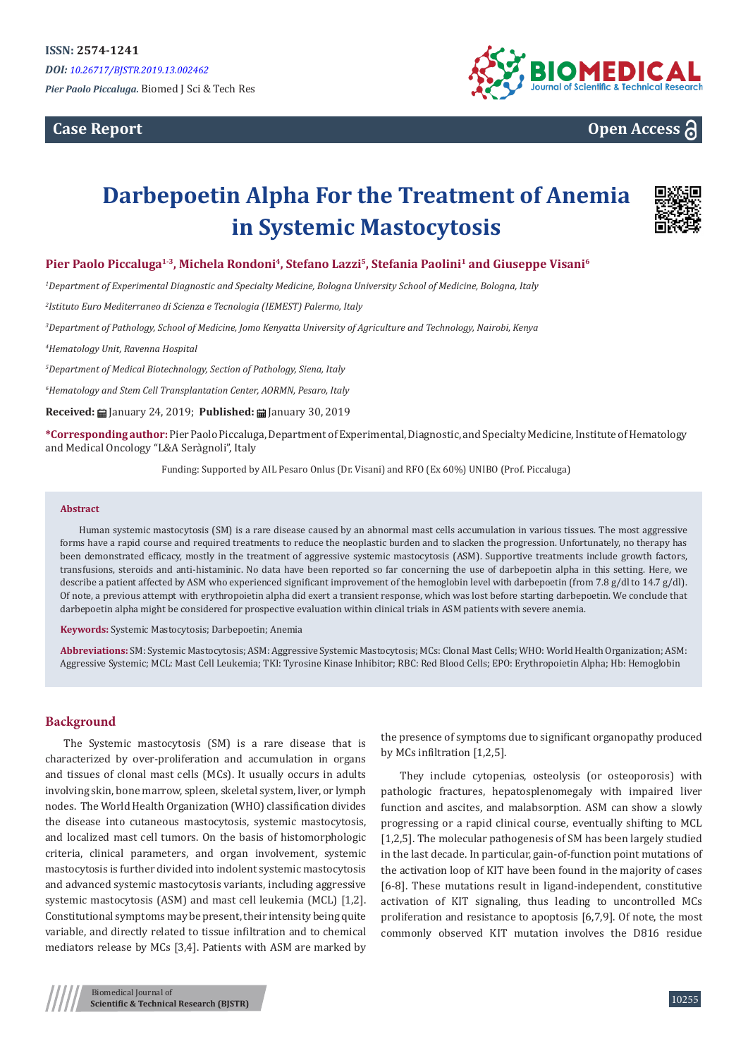ISSN: 2574-1241

*DOI: 10.26717/BJSTR.2019.13.002462*

*Pier Paolo Piccaluga.* Biomed J Sci & Tech Res

**Case Report**

**Open Access**

# Darbepoetin Alpha For the Treatment of Anemia in Systemic Mastocytosis

**Pier Paolo Piccaluga[1-3], Michela Rondoni[4], Stefano Lazzi[5], Stefania Paolini[1] and Giuseppe Visani[6]**

[1]*Department of Experimental Diagnostic and Specialty Medicine, Bologna University School of Medicine, Bologna, Italy*

[2]*Istituto Euro Mediterraneo di Scienza e Tecnologia (IEMEST) Palermo, Italy*

[3]*Department of Pathology, School of Medicine, Jomo Kenyatta University of Agriculture and Technology, Nairobi, Kenya*

[4]*Hematology Unit, Ravenna Hospital*

[5]*Department of Medical Biotechnology, Section of Pathology, Siena, Italy*

[6]*Hematology and Stem Cell Transplantation Center, AORMN, Pesaro, Italy*

**Received:** January 24, 2019; **Published:** January 30, 2019

**\*Corresponding author:** Pier Paolo Piccaluga, Department of Experimental, Diagnostic, and Specialty Medicine, Institute of Hematology and Medical Oncology "L&A Seràgnoli", Italy

Funding: Supported by AIL Pesaro Onlus (Dr. Visani) and RFO (Ex 60%) UNIBO (Prof. Piccaluga)

## Abstract

Human systemic mastocytosis (SM) is a rare disease caused by an abnormal mast cells accumulation in various tissues. The most aggressive forms have a rapid course and required treatments to reduce the neoplastic burden and to slacken the progression. Unfortunately, no therapy has been demonstrated efficacy, mostly in the treatment of aggressive systemic mastocytosis (ASM). Supportive treatments include growth factors, transfusions, steroids and anti-histaminic. No data have been reported so far concerning the use of darbepoetin alpha in this setting. Here, we describe a patient affected by ASM who experienced significant improvement of the hemoglobin level with darbepoetin (from 7.8 g/dl to 14.7 g/dl). Of note, a previous attempt with erythropoietin alpha did exert a transient response, which was lost before starting darbepoetin. We conclude that darbepoetin alpha might be considered for prospective evaluation within clinical trials in ASM patients with severe anemia.

**Keywords:** Systemic Mastocytosis; Darbepoetin; Anemia

**Abbreviations:** SM: Systemic Mastocytosis; ASM: Aggressive Systemic Mastocytosis; MCs: Clonal Mast Cells; WHO: World Health Organization; ASM: Aggressive Systemic; MCL: Mast Cell Leukemia; TKI: Tyrosine Kinase Inhibitor; RBC: Red Blood Cells; EPO: Erythropoietin Alpha; Hb: Hemoglobin

## Background

The Systemic mastocytosis (SM) is a rare disease that is characterized by over-proliferation and accumulation in organs and tissues of clonal mast cells (MCs). It usually occurs in adults involving skin, bone marrow, spleen, skeletal system, liver, or lymph nodes. The World Health Organization (WHO) classification divides the disease into cutaneous mastocytosis, systemic mastocytosis, and localized mast cell tumors. On the basis of histomorphologic criteria, clinical parameters, and organ involvement, systemic mastocytosis is further divided into indolent systemic mastocytosis and advanced systemic mastocytosis variants, including aggressive systemic mastocytosis (ASM) and mast cell leukemia (MCL) [1,2]. Constitutional symptoms may be present, their intensity being quite variable, and directly related to tissue infiltration and to chemical mediators release by MCs [3,4]. Patients with ASM are marked by the presence of symptoms due to significant organopathy produced by MCs infiltration [1,2,5].

They include cytopenias, osteolysis (or osteoporosis) with pathologic fractures, hepatosplenomegaly with impaired liver function and ascites, and malabsorption. ASM can show a slowly progressing or a rapid clinical course, eventually shifting to MCL [1,2,5]. The molecular pathogenesis of SM has been largely studied in the last decade. In particular, gain-of-function point mutations of the activation loop of KIT have been found in the majority of cases [6-8]. These mutations result in ligand-independent, constitutive activation of KIT signaling, thus leading to uncontrolled MCs proliferation and resistance to apoptosis [6,7,9]. Of note, the most commonly observed KIT mutation involves the D816 residue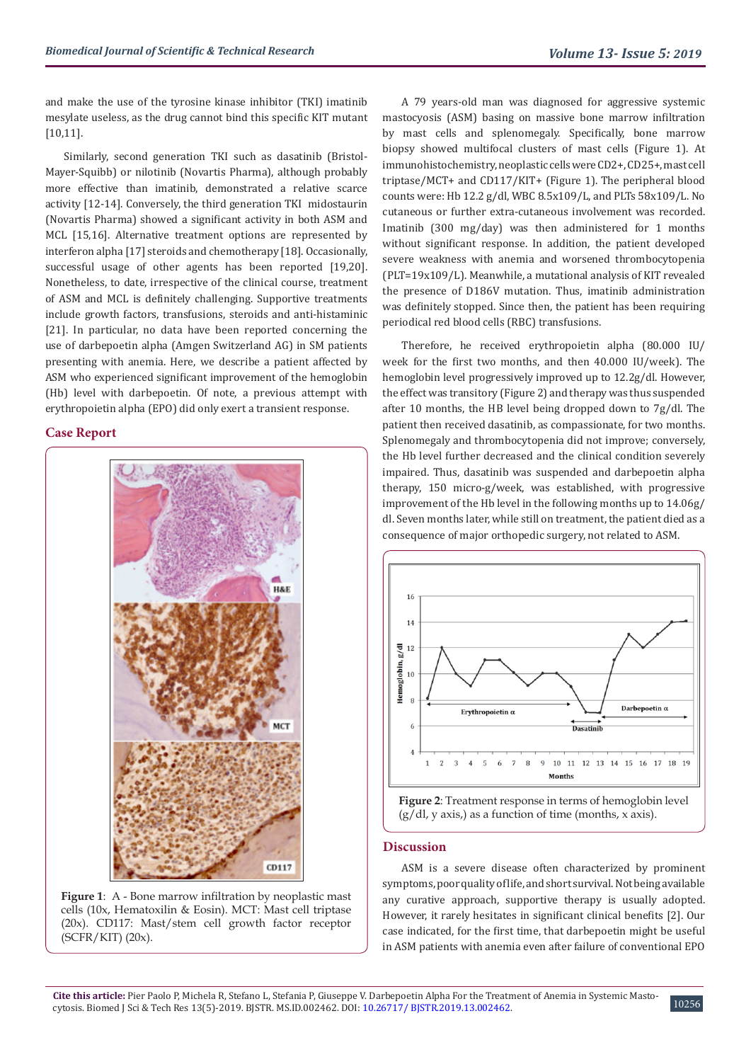and make the use of the tyrosine kinase inhibitor (TKI) imatinib mesylate useless, as the drug cannot bind this specific KIT mutant [10,11].

Similarly, second generation TKI such as dasatinib (Bristol-Mayer-Squibb) or nilotinib (Novartis Pharma), although probably more effective than imatinib, demonstrated a relative scarce activity [12-14]. Conversely, the third generation TKI midostaurin (Novartis Pharma) showed a significant activity in both ASM and MCL [15,16]. Alternative treatment options are represented by interferon alpha [17] steroids and chemotherapy [18]. Occasionally, successful usage of other agents has been reported [19,20]. Nonetheless, to date, irrespective of the clinical course, treatment of ASM and MCL is definitely challenging. Supportive treatments include growth factors, transfusions, steroids and anti-histaminic [21]. In particular, no data have been reported concerning the use of darbepoetin alpha (Amgen Switzerland AG) in SM patients presenting with anemia. Here, we describe a patient affected by ASM who experienced significant improvement of the hemoglobin (Hb) level with darbepoetin. Of note, a previous attempt with erythropoietin alpha (EPO) did only exert a transient response.

## Case Report

**Figure 1**: A - Bone marrow infiltration by neoplastic mast cells (10x, Hematoxilin & Eosin). MCT: Mast cell triptase (20x). CD117: Mast/stem cell growth factor receptor (SCFR/KIT) (20x).

A 79 years-old man was diagnosed for aggressive systemic mastocyosis (ASM) basing on massive bone marrow infiltration by mast cells and splenomegaly. Specifically, bone marrow biopsy showed multifocal clusters of mast cells (Figure 1). At immunohistochemistry, neoplastic cells were CD2+, CD25+, mast cell triptase/MCT+ and CD117/KIT+ (Figure 1). The peripheral blood counts were: Hb 12.2 g/dl, WBC 8.5x109/L, and PLTs 58x109/L. No cutaneous or further extra-cutaneous involvement was recorded. Imatinib (300 mg/day) was then administered for 1 months without significant response. In addition, the patient developed severe weakness with anemia and worsened thrombocytopenia (PLT=19x109/L). Meanwhile, a mutational analysis of KIT revealed the presence of D186V mutation. Thus, imatinib administration was definitely stopped. Since then, the patient has been requiring periodical red blood cells (RBC) transfusions.

Therefore, he received erythropoietin alpha (80.000 IU/week) for the first two months, and then 40.000 IU/week). The hemoglobin level progressively improved up to 12.2g/dl. However, the effect was transitory (Figure 2) and therapy was thus suspended after 10 months, the HB level being dropped down to 7g/dl. The patient then received dasatinib, as compassionate, for two months. Splenomegaly and thrombocytopenia did not improve; conversely, the Hb level further decreased and the clinical condition severely impaired. Thus, dasatinib was suspended and darbepoetin alpha therapy, 150 micro-g/week, was established, with progressive improvement of the Hb level in the following months up to 14.06g/dl. Seven months later, while still on treatment, the patient died as a consequence of major orthopedic surgery, not related to ASM.

**Figure 2**: Treatment response in terms of hemoglobin level (g/dl, y axis,) as a function of time (months, x axis).

## Discussion

ASM is a severe disease often characterized by prominent symptoms, poor quality of life, and short survival. Not being available any curative approach, supportive therapy is usually adopted. However, it rarely hesitates in significant clinical benefits [2]. Our case indicated, for the first time, that darbepoetin might be useful in ASM patients with anemia even after failure of conventional EPO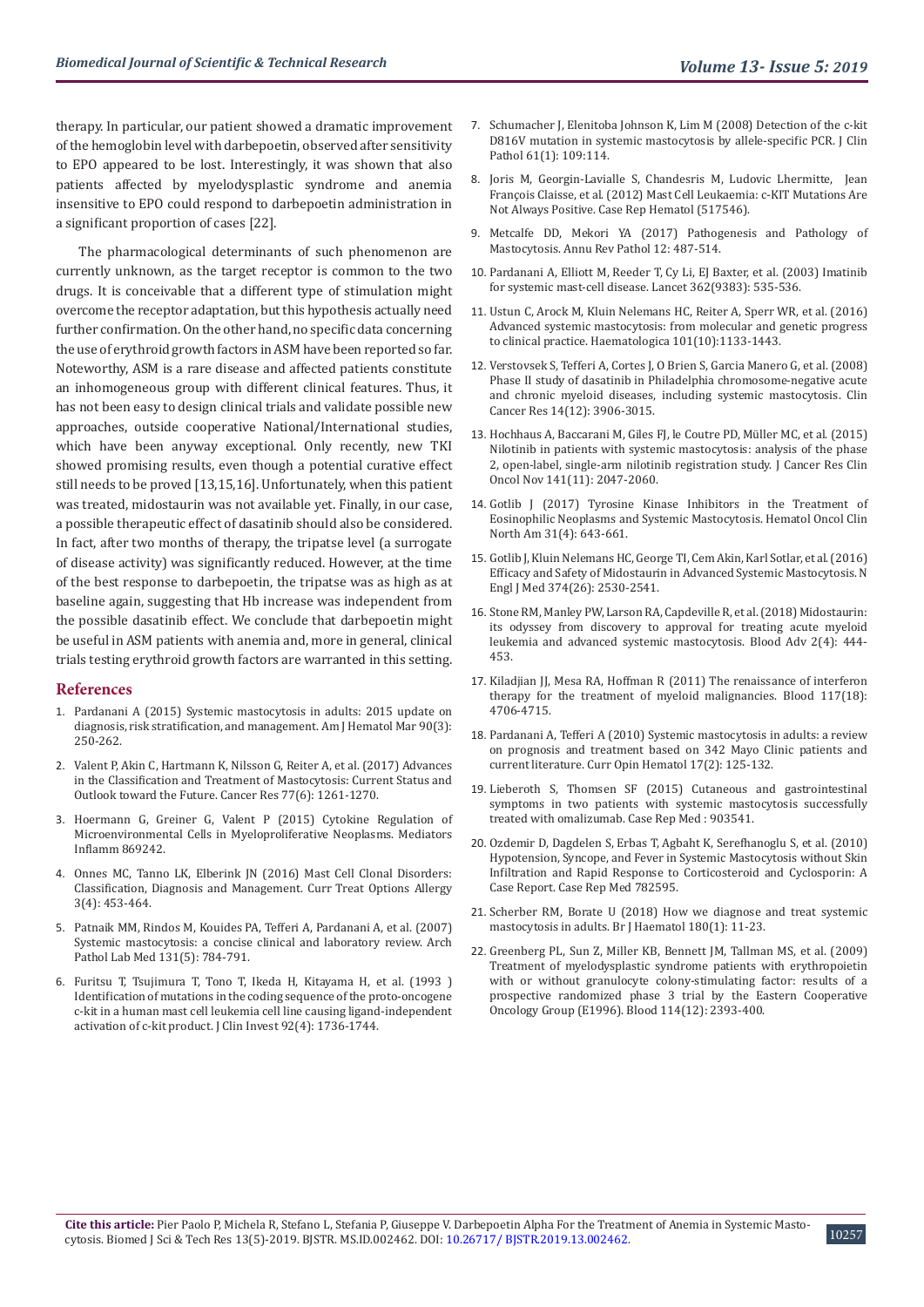therapy. In particular, our patient showed a dramatic improvement of the hemoglobin level with darbepoetin, observed after sensitivity to EPO appeared to be lost. Interestingly, it was shown that also patients affected by myelodysplastic syndrome and anemia insensitive to EPO could respond to darbepoetin administration in a significant proportion of cases [22].

The pharmacological determinants of such phenomenon are currently unknown, as the target receptor is common to the two drugs. It is conceivable that a different type of stimulation might overcome the receptor adaptation, but this hypothesis actually need further confirmation. On the other hand, no specific data concerning the use of erythroid growth factors in ASM have been reported so far. Noteworthy, ASM is a rare disease and affected patients constitute an inhomogeneous group with different clinical features. Thus, it has not been easy to design clinical trials and validate possible new approaches, outside cooperative National/International studies, which have been anyway exceptional. Only recently, new TKI showed promising results, even though a potential curative effect still needs to be proved [13,15,16]. Unfortunately, when this patient was treated, midostaurin was not available yet. Finally, in our case, a possible therapeutic effect of dasatinib should also be considered. In fact, after two months of therapy, the tripatse level (a surrogate of disease activity) was significantly reduced. However, at the time of the best response to darbepoetin, the tripatse was as high as at baseline again, suggesting that Hb increase was independent from the possible dasatinib effect. We conclude that darbepoetin might be useful in ASM patients with anemia and, more in general, clinical trials testing erythroid growth factors are warranted in this setting.

## References

1. Pardanani A (2015) Systemic mastocytosis in adults: 2015 update on diagnosis, risk stratification, and management. Am J Hematol Mar 90(3): 250-262.
2. Valent P, Akin C, Hartmann K, Nilsson G, Reiter A, et al. (2017) Advances in the Classification and Treatment of Mastocytosis: Current Status and Outlook toward the Future. Cancer Res 77(6): 1261-1270.
3. Hoermann G, Greiner G, Valent P (2015) Cytokine Regulation of Microenvironmental Cells in Myeloproliferative Neoplasms. Mediators Inflamm 869242.
4. Onnes MC, Tanno LK, Elberink JN (2016) Mast Cell Clonal Disorders: Classification, Diagnosis and Management. Curr Treat Options Allergy 3(4): 453-464.
5. Patnaik MM, Rindos M, Kouides PA, Tefferi A, Pardanani A, et al. (2007) Systemic mastocytosis: a concise clinical and laboratory review. Arch Pathol Lab Med 131(5): 784-791.
6. Furitsu T, Tsujimura T, Tono T, Ikeda H, Kitayama H, et al. (1993 ) Identification of mutations in the coding sequence of the proto-oncogene c-kit in a human mast cell leukemia cell line causing ligand-independent activation of c-kit product. J Clin Invest 92(4): 1736-1744.
7. Schumacher J, Elenitoba Johnson K, Lim M (2008) Detection of the c-kit D816V mutation in systemic mastocytosis by allele-specific PCR. J Clin Pathol 61(1): 109:114.
8. Joris M, Georgin-Lavialle S, Chandesris M, Ludovic Lhermitte, Jean François Claisse, et al. (2012) Mast Cell Leukaemia: c-KIT Mutations Are Not Always Positive. Case Rep Hematol (517546).
9. Metcalfe DD, Mekori YA (2017) Pathogenesis and Pathology of Mastocytosis. Annu Rev Pathol 12: 487-514.
10. Pardanani A, Elliott M, Reeder T, Cy Li, EJ Baxter, et al. (2003) Imatinib for systemic mast-cell disease. Lancet 362(9383): 535-536.
11. Ustun C, Arock M, Kluin Nelemans HC, Reiter A, Sperr WR, et al. (2016) Advanced systemic mastocytosis: from molecular and genetic progress to clinical practice. Haematologica 101(10):1133-1443.
12. Verstovsek S, Tefferi A, Cortes J, O Brien S, Garcia Manero G, et al. (2008) Phase II study of dasatinib in Philadelphia chromosome-negative acute and chronic myeloid diseases, including systemic mastocytosis. Clin Cancer Res 14(12): 3906-3015.
13. Hochhaus A, Baccarani M, Giles FJ, le Coutre PD, Müller MC, et al. (2015) Nilotinib in patients with systemic mastocytosis: analysis of the phase 2, open-label, single-arm nilotinib registration study. J Cancer Res Clin Oncol Nov 141(11): 2047-2060.
14. Gotlib J (2017) Tyrosine Kinase Inhibitors in the Treatment of Eosinophilic Neoplasms and Systemic Mastocytosis. Hematol Oncol Clin North Am 31(4): 643-661.
15. Gotlib J, Kluin Nelemans HC, George TI, Cem Akin, Karl Sotlar, et al. (2016) Efficacy and Safety of Midostaurin in Advanced Systemic Mastocytosis. N Engl J Med 374(26): 2530-2541.
16. Stone RM, Manley PW, Larson RA, Capdeville R, et al. (2018) Midostaurin: its odyssey from discovery to approval for treating acute myeloid leukemia and advanced systemic mastocytosis. Blood Adv 2(4): 444-453.
17. Kiladjian JJ, Mesa RA, Hoffman R (2011) The renaissance of interferon therapy for the treatment of myeloid malignancies. Blood 117(18): 4706-4715.
18. Pardanani A, Tefferi A (2010) Systemic mastocytosis in adults: a review on prognosis and treatment based on 342 Mayo Clinic patients and current literature. Curr Opin Hematol 17(2): 125-132.
19. Lieberoth S, Thomsen SF (2015) Cutaneous and gastrointestinal symptoms in two patients with systemic mastocytosis successfully treated with omalizumab. Case Rep Med : 903541.
20. Ozdemir D, Dagdelen S, Erbas T, Agbaht K, Serefhanoglu S, et al. (2010) Hypotension, Syncope, and Fever in Systemic Mastocytosis without Skin Infiltration and Rapid Response to Corticosteroid and Cyclosporin: A Case Report. Case Rep Med 782595.
21. Scherber RM, Borate U (2018) How we diagnose and treat systemic mastocytosis in adults. Br J Haematol 180(1): 11-23.
22. Greenberg PL, Sun Z, Miller KB, Bennett JM, Tallman MS, et al. (2009) Treatment of myelodysplastic syndrome patients with erythropoietin with or without granulocyte colony-stimulating factor: results of a prospective randomized phase 3 trial by the Eastern Cooperative Oncology Group (E1996). Blood 114(12): 2393-400.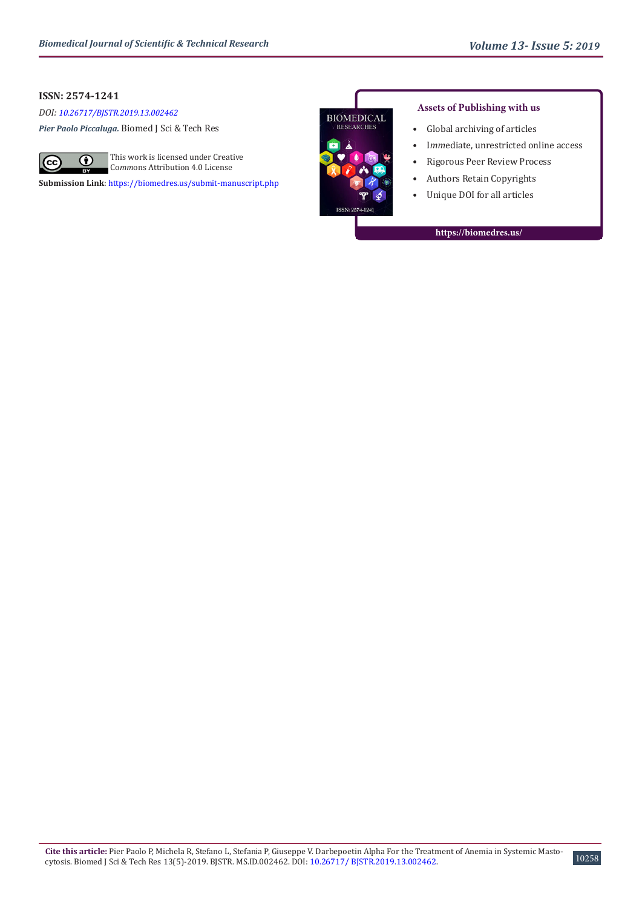**ISSN: 2574-1241**

*DOI: 10.26717/BJSTR.2019.13.002462*

***Pier Paolo Piccaluga.*** Biomed J Sci & Tech Res

This work is licensed under Creative Commons Attribution 4.0 License

**Submission Link**: https://biomedres.us/submit-manuscript.php

### Assets of Publishing with us

- Global archiving of articles
- Immediate, unrestricted online access
- Rigorous Peer Review Process
- Authors Retain Copyrights
- Unique DOI for all articles

**https://biomedres.us/**

**Cite this article:** Pier Paolo P, Michela R, Stefano L, Stefania P, Giuseppe V. Darbepoetin Alpha For the Treatment of Anemia in Systemic Mastocytosis. Biomed J Sci & Tech Res 13(5)-2019. BJSTR. MS.ID.002462. DOI: 10.26717/ BJSTR.2019.13.002462.